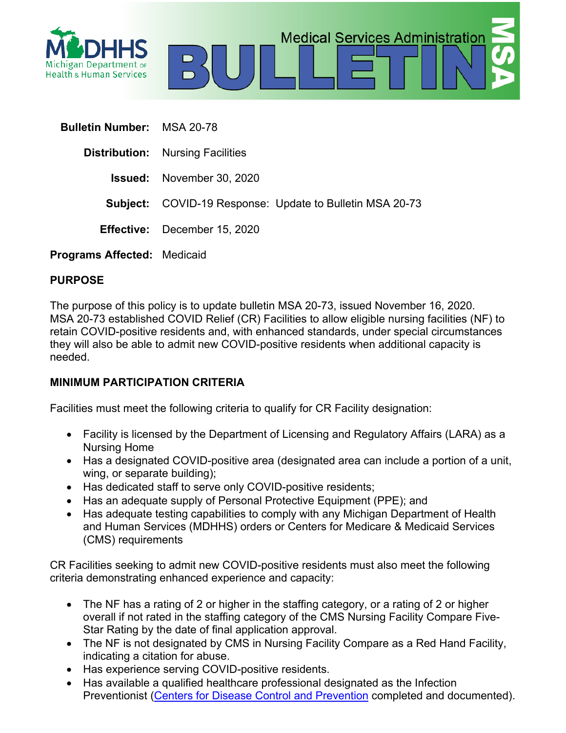Michigan Department of Health & Human Services

# Medical Services Administration BULLETIN MSA

| | |
|---|---|
| **Bulletin Number:** | MSA 20-78 |
| **Distribution:** | Nursing Facilities |
| **Issued:** | November 30, 2020 |
| **Subject:** | COVID-19 Response: Update to Bulletin MSA 20-73 |
| **Effective:** | December 15, 2020 |
| **Programs Affected:** | Medicaid |

## PURPOSE

The purpose of this policy is to update bulletin MSA 20-73, issued November 16, 2020. MSA 20-73 established COVID Relief (CR) Facilities to allow eligible nursing facilities (NF) to retain COVID-positive residents and, with enhanced standards, under special circumstances they will also be able to admit new COVID-positive residents when additional capacity is needed.

## MINIMUM PARTICIPATION CRITERIA

Facilities must meet the following criteria to qualify for CR Facility designation:

- Facility is licensed by the Department of Licensing and Regulatory Affairs (LARA) as a Nursing Home
- Has a designated COVID-positive area (designated area can include a portion of a unit, wing, or separate building);
- Has dedicated staff to serve only COVID-positive residents;
- Has an adequate supply of Personal Protective Equipment (PPE); and
- Has adequate testing capabilities to comply with any Michigan Department of Health and Human Services (MDHHS) orders or Centers for Medicare & Medicaid Services (CMS) requirements

CR Facilities seeking to admit new COVID-positive residents must also meet the following criteria demonstrating enhanced experience and capacity:

- The NF has a rating of 2 or higher in the staffing category, or a rating of 2 or higher overall if not rated in the staffing category of the CMS Nursing Facility Compare Five-Star Rating by the date of final application approval.
- The NF is not designated by CMS in Nursing Facility Compare as a Red Hand Facility, indicating a citation for abuse.
- Has experience serving COVID-positive residents.
- Has available a qualified healthcare professional designated as the Infection Preventionist (Centers for Disease Control and Prevention completed and documented).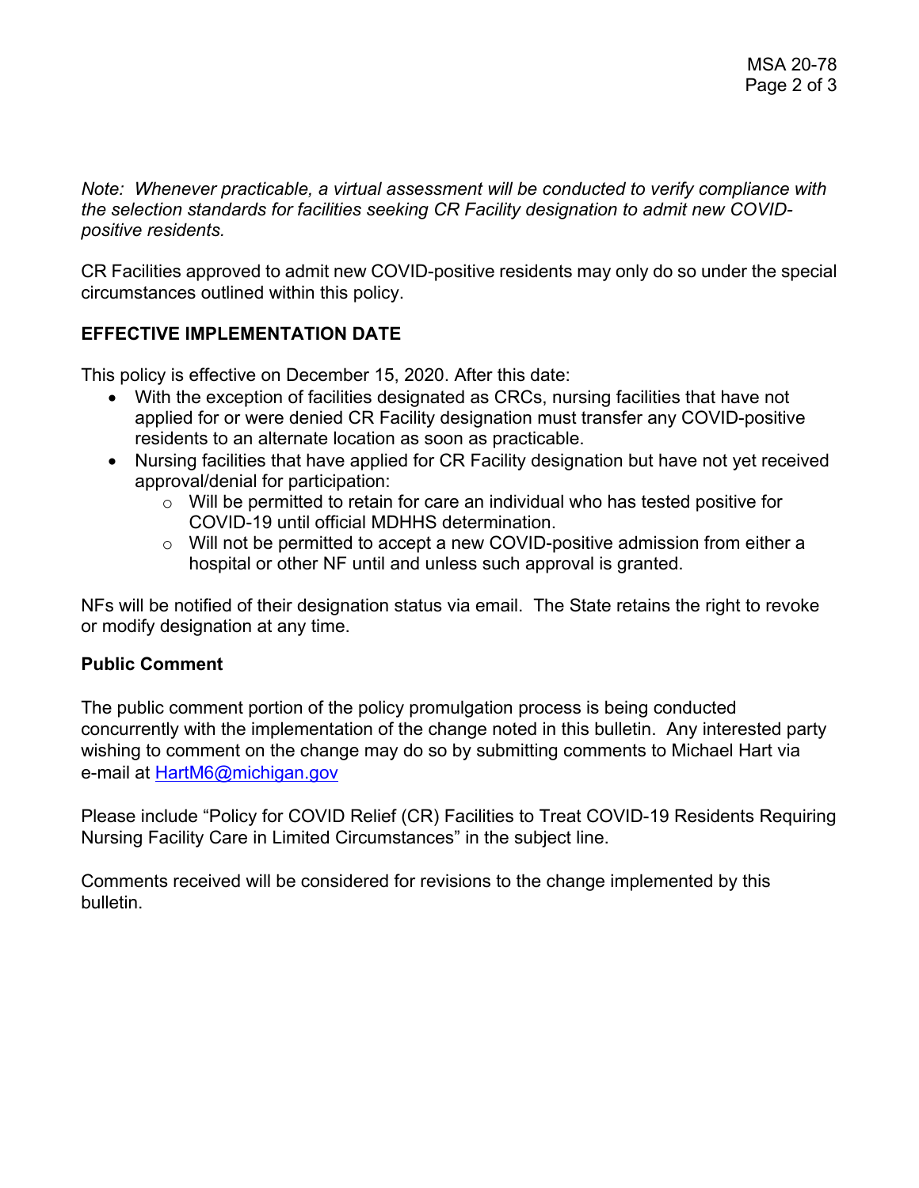*Note: Whenever practicable, a virtual assessment will be conducted to verify compliance with the selection standards for facilities seeking CR Facility designation to admit new COVID-positive residents.*

CR Facilities approved to admit new COVID-positive residents may only do so under the special circumstances outlined within this policy.

## EFFECTIVE IMPLEMENTATION DATE

This policy is effective on December 15, 2020. After this date:

- With the exception of facilities designated as CRCs, nursing facilities that have not applied for or were denied CR Facility designation must transfer any COVID-positive residents to an alternate location as soon as practicable.
- Nursing facilities that have applied for CR Facility designation but have not yet received approval/denial for participation:
  - Will be permitted to retain for care an individual who has tested positive for COVID-19 until official MDHHS determination.
  - Will not be permitted to accept a new COVID-positive admission from either a hospital or other NF until and unless such approval is granted.

NFs will be notified of their designation status via email. The State retains the right to revoke or modify designation at any time.

## Public Comment

The public comment portion of the policy promulgation process is being conducted concurrently with the implementation of the change noted in this bulletin. Any interested party wishing to comment on the change may do so by submitting comments to Michael Hart via e-mail at HartM6@michigan.gov

Please include "Policy for COVID Relief (CR) Facilities to Treat COVID-19 Residents Requiring Nursing Facility Care in Limited Circumstances" in the subject line.

Comments received will be considered for revisions to the change implemented by this bulletin.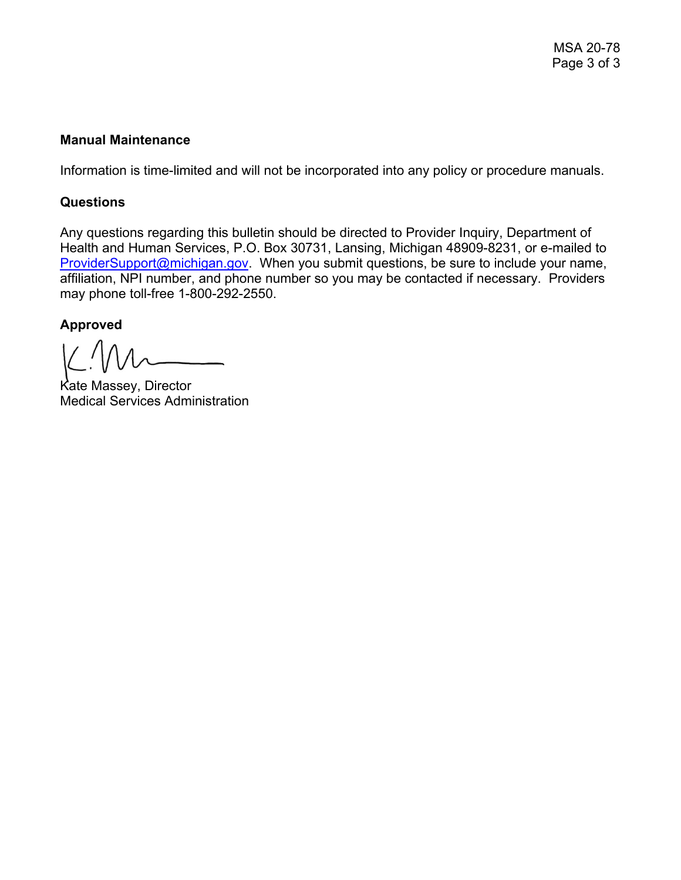**Manual Maintenance**

Information is time-limited and will not be incorporated into any policy or procedure manuals.

**Questions**

Any questions regarding this bulletin should be directed to Provider Inquiry, Department of Health and Human Services, P.O. Box 30731, Lansing, Michigan 48909-8231, or e-mailed to ProviderSupport@michigan.gov. When you submit questions, be sure to include your name, affiliation, NPI number, and phone number so you may be contacted if necessary. Providers may phone toll-free 1-800-292-2550.

**Approved**

Kate Massey, Director
Medical Services Administration